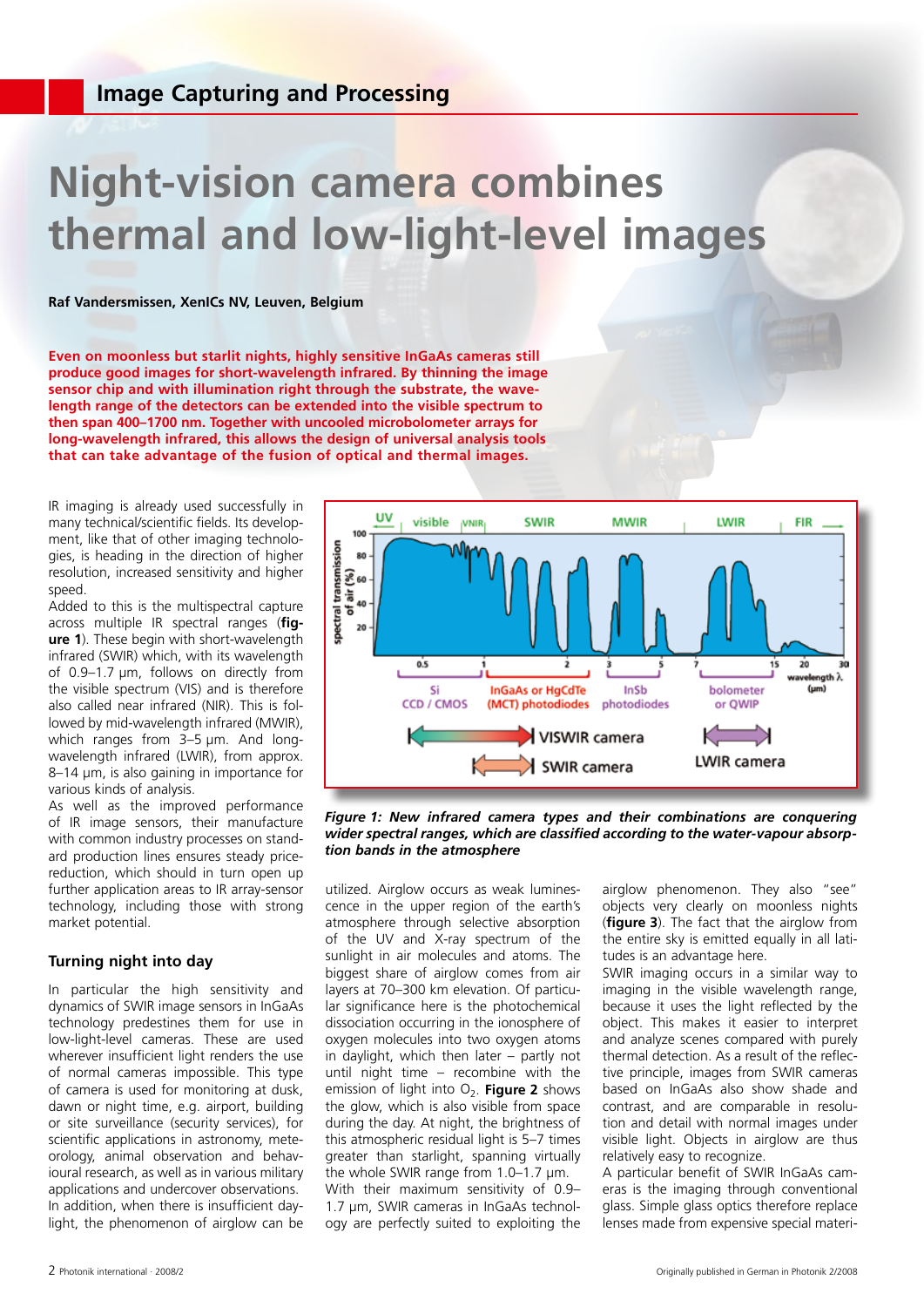# Night-vision camera combines thermal and low-light-level images

**Raf Vandersmissen, XenICs NV, Leuven, Belgium**

**Even on moonless but starlit nights, highly sensitive InGaAs cameras still produce good images for short-wavelength infrared. By thinning the image sensor chip and with illumination right through the substrate, the wavelength range of the detectors can be extended into the visible spectrum to then span 400–1700 nm. Together with uncooled microbolometer arrays for long-wavelength infrared, this allows the design of universal analysis tools that can take advantage of the fusion of optical and thermal images.**

IR imaging is already used successfully in many technical/scientific fields. Its development, like that of other imaging technologies, is heading in the direction of higher resolution, increased sensitivity and higher speed.

Added to this is the multispectral capture across multiple IR spectral ranges (**figure 1**). These begin with short-wavelength infrared (SWIR) which, with its wavelength of 0.9–1.7 µm, follows on directly from the visible spectrum (VIS) and is therefore also called near infrared (NIR). This is followed by mid-wavelength infrared (MWIR), which ranges from 3–5 µm. And long-wavelength infrared (LWIR), from approx. 8–14 µm, is also gaining in importance for various kinds of analysis.

As well as the improved performance of IR image sensors, their manufacture with common industry processes on standard production lines ensures steady price-reduction, which should in turn open up further application areas to IR array-sensor technology, including those with strong market potential.

*Figure 1: New infrared camera types and their combinations are conquering wider spectral ranges, which are classified according to the water-vapour absorption bands in the atmosphere*

## Turning night into day

In particular the high sensitivity and dynamics of SWIR image sensors in InGaAs technology predestines them for use in low-light-level cameras. These are used wherever insufficient light renders the use of normal cameras impossible. This type of camera is used for monitoring at dusk, dawn or night time, e.g. airport, building or site surveillance (security services), for scientific applications in astronomy, meteorology, animal observation and behavioural research, as well as in various military applications and undercover observations.

In addition, when there is insufficient daylight, the phenomenon of airglow can be utilized. Airglow occurs as weak luminescence in the upper region of the earth's atmosphere through selective absorption of the UV and X-ray spectrum of the sunlight in air molecules and atoms. The biggest share of airglow comes from air layers at 70–300 km elevation. Of particular significance here is the photochemical dissociation occurring in the ionosphere of oxygen molecules into two oxygen atoms in daylight, which then later – partly not until night time – recombine with the emission of light into $O_2$. **Figure 2** shows the glow, which is also visible from space during the day. At night, the brightness of this atmospheric residual light is 5–7 times greater than starlight, spanning virtually the whole SWIR range from 1.0–1.7 µm.

With their maximum sensitivity of 0.9–1.7 µm, SWIR cameras in InGaAs technology are perfectly suited to exploiting the airglow phenomenon. They also "see" objects very clearly on moonless nights (**figure 3**). The fact that the airglow from the entire sky is emitted equally in all latitudes is an advantage here.

SWIR imaging occurs in a similar way to imaging in the visible wavelength range, because it uses the light reflected by the object. This makes it easier to interpret and analyze scenes compared with purely thermal detection. As a result of the reflective principle, images from SWIR cameras based on InGaAs also show shade and contrast, and are comparable in resolution and detail with normal images under visible light. Objects in airglow are thus relatively easy to recognize.

A particular benefit of SWIR InGaAs cameras is the imaging through conventional glass. Simple glass optics therefore replace lenses made from expensive special materi-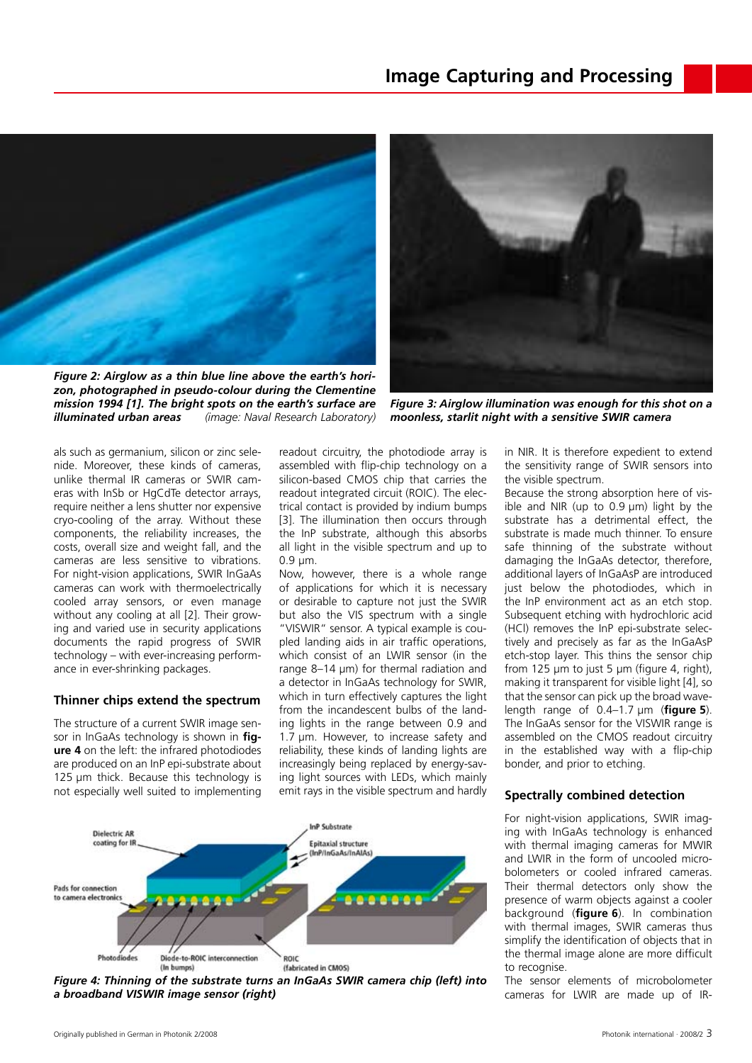*Figure 2: Airglow as a thin blue line above the earth's horizon, photographed in pseudo-colour during the Clementine mission 1994 [1]. The bright spots on the earth's surface are illuminated urban areas* (image: Naval Research Laboratory)

*Figure 3: Airglow illumination was enough for this shot on a moonless, starlit night with a sensitive SWIR camera*

als such as germanium, silicon or zinc selenide. Moreover, these kinds of cameras, unlike thermal IR cameras or SWIR cameras with InSb or HgCdTe detector arrays, require neither a lens shutter nor expensive cryo-cooling of the array. Without these components, the reliability increases, the costs, overall size and weight fall, and the cameras are less sensitive to vibrations. For night-vision applications, SWIR InGaAs cameras can work with thermoelectrically cooled array sensors, or even manage without any cooling at all [2]. Their growing and varied use in security applications documents the rapid progress of SWIR technology – with ever-increasing performance in ever-shrinking packages.

## Thinner chips extend the spectrum

The structure of a current SWIR image sensor in InGaAs technology is shown in **figure 4** on the left: the infrared photodiodes are produced on an InP epi-substrate about 125 µm thick. Because this technology is not especially well suited to implementing readout circuitry, the photodiode array is assembled with flip-chip technology on a silicon-based CMOS chip that carries the readout integrated circuit (ROIC). The electrical contact is provided by indium bumps [3]. The illumination then occurs through the InP substrate, although this absorbs all light in the visible spectrum and up to 0.9 µm.

Now, however, there is a whole range of applications for which it is necessary or desirable to capture not just the SWIR but also the VIS spectrum with a single "VISWIR" sensor. A typical example is coupled landing aids in air traffic operations, which consist of an LWIR sensor (in the range 8–14 µm) for thermal radiation and a detector in InGaAs technology for SWIR, which in turn effectively captures the light from the incandescent bulbs of the landing lights in the range between 0.9 and 1.7 µm. However, to increase safety and reliability, these kinds of landing lights are increasingly being replaced by energy-saving light sources with LEDs, which mainly emit rays in the visible spectrum and hardly in NIR. It is therefore expedient to extend the sensitivity range of SWIR sensors into the visible spectrum.

Because the strong absorption here of visible and NIR (up to 0.9 µm) light by the substrate has a detrimental effect, the substrate is made much thinner. To ensure safe thinning of the substrate without damaging the InGaAs detector, therefore, additional layers of InGaAsP are introduced just below the photodiodes, which in the InP environment act as an etch stop. Subsequent etching with hydrochloric acid (HCl) removes the InP epi-substrate selectively and precisely as far as the InGaAsP etch-stop layer. This thins the sensor chip from 125 µm to just 5 µm (figure 4, right), making it transparent for visible light [4], so that the sensor can pick up the broad wavelength range of 0.4–1.7 µm (**figure 5**). The InGaAs sensor for the VISWIR range is assembled on the CMOS readout circuitry in the established way with a flip-chip bonder, and prior to etching.

Dielectric AR coating for IR | InP Substrate | Epitaxial structure (InP/InGaAs/InAlAs) | Pads for connection to camera electronics | Photodiodes | Diode-to-ROIC interconnection (In bumps) | ROIC (fabricated in CMOS)

*Figure 4: Thinning of the substrate turns an InGaAs SWIR camera chip (left) into a broadband VISWIR image sensor (right)*

## Spectrally combined detection

For night-vision applications, SWIR imaging with InGaAs technology is enhanced with thermal imaging cameras for MWIR and LWIR in the form of uncooled microbolometers or cooled infrared cameras. Their thermal detectors only show the presence of warm objects against a cooler background (**figure 6**). In combination with thermal images, SWIR cameras thus simplify the identification of objects that in the thermal image alone are more difficult to recognise.

The sensor elements of microbolometer cameras for LWIR are made up of IR-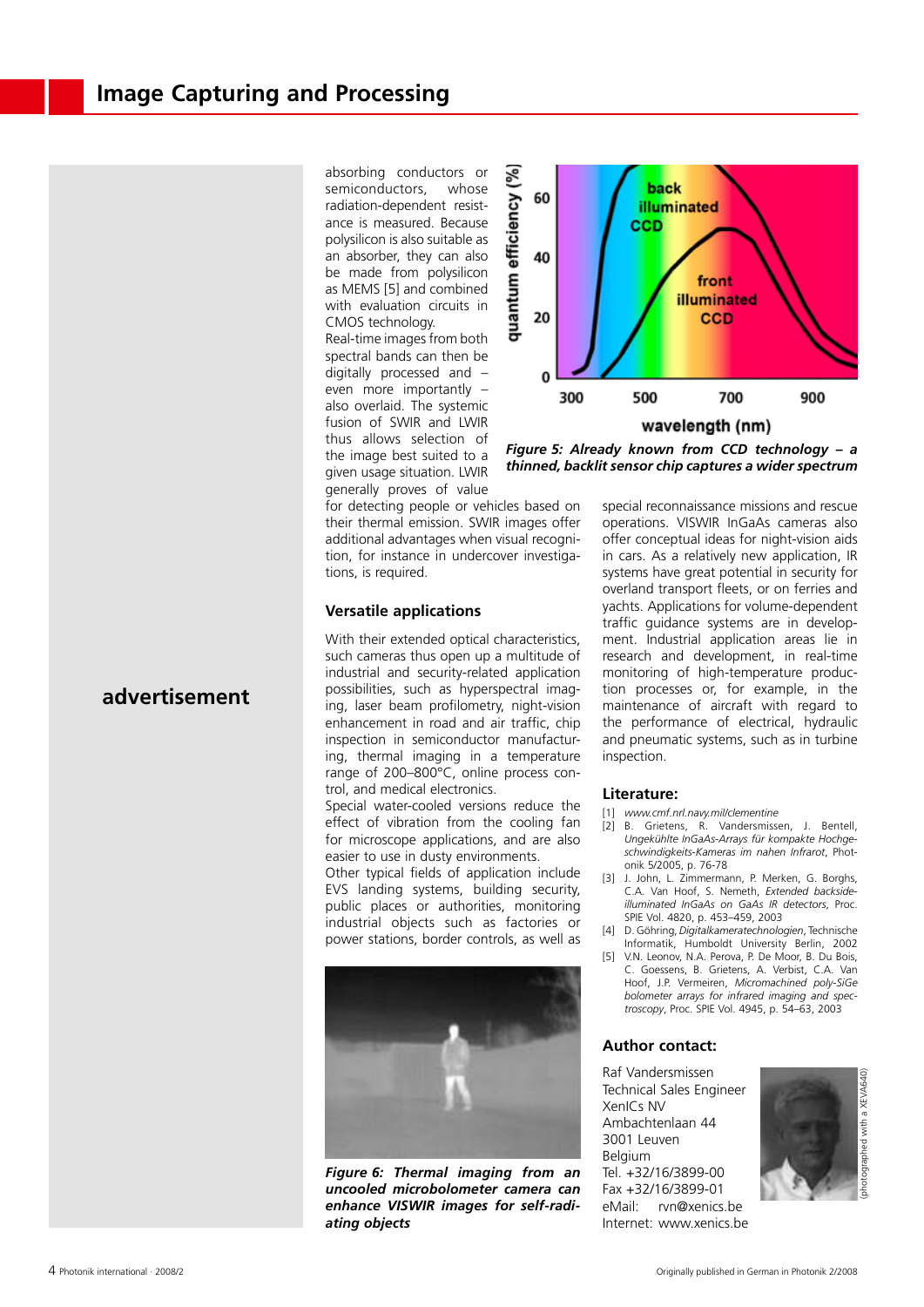absorbing conductors or semiconductors, whose radiation-dependent resistance is measured. Because polysilicon is also suitable as an absorber, they can also be made from polysilicon as MEMS [5] and combined with evaluation circuits in CMOS technology.

Real-time images from both spectral bands can then be digitally processed and – even more importantly – also overlaid. The systemic fusion of SWIR and LWIR thus allows selection of the image best suited to a given usage situation. LWIR generally proves of value for detecting people or vehicles based on their thermal emission. SWIR images offer additional advantages when visual recognition, for instance in undercover investigations, is required.

quantum efficiency (%)
60
40
20
0
300
500
700
900
wavelength (nm)
back illuminated CCD
front illuminated CCD

*Figure 5: Already known from CCD technology – a thinned, backlit sensor chip captures a wider spectrum*

### Versatile applications

With their extended optical characteristics, such cameras thus open up a multitude of industrial and security-related application possibilities, such as hyperspectral imaging, laser beam profilometry, night-vision enhancement in road and air traffic, chip inspection in semiconductor manufacturing, thermal imaging in a temperature range of 200–800°C, online process control, and medical electronics.

Special water-cooled versions reduce the effect of vibration from the cooling fan for microscope applications, and are also easier to use in dusty environments.

Other typical fields of application include EVS landing systems, building security, public places or authorities, monitoring industrial objects such as factories or power stations, border controls, as well as special reconnaissance missions and rescue operations. VISWIR InGaAs cameras also offer conceptual ideas for night-vision aids in cars. As a relatively new application, IR systems have great potential in security for overland transport fleets, or on ferries and yachts. Applications for volume-dependent traffic guidance systems are in development. Industrial application areas lie in research and development, in real-time monitoring of high-temperature production processes or, for example, in the maintenance of aircraft with regard to the performance of electrical, hydraulic and pneumatic systems, such as in turbine inspection.

*Figure 6: Thermal imaging from an uncooled microbolometer camera can enhance VISWIR images for self-radiating objects*

### Literature:

[1] *www.cmf.nrl.navy.mil/clementine*
[2] B. Grietens, R. Vandersmissen, J. Bentell, *Ungekühlte InGaAs-Arrays für kompakte Hochgeschwindigkeits-Kameras im nahen Infrarot*, Photonik 5/2005, p. 76-78
[3] J. John, L. Zimmermann, P. Merken, G. Borghs, C.A. Van Hoof, S. Nemeth, *Extended backside-illuminated InGaAs on GaAs IR detectors*, Proc. SPIE Vol. 4820, p. 453–459, 2003
[4] D. Göhring, *Digitalkameratechnologien*, Technische Informatik, Humboldt University Berlin, 2002
[5] V.N. Leonov, N.A. Perova, P. De Moor, B. Du Bois, C. Goessens, B. Grietens, A. Verbist, C.A. Van Hoof, J.P. Vermeiren, *Micromachined poly-SiGe bolometer arrays for infrared imaging and spectroscopy*, Proc. SPIE Vol. 4945, p. 54–63, 2003

### Author contact:

Raf Vandersmissen
Technical Sales Engineer
XenICs NV
Ambachtenlaan 44
3001 Leuven
Belgium
Tel. +32/16/3899-00
Fax +32/16/3899-01
eMail: rvn@xenics.be
Internet: www.xenics.be

(photographed with a XEVA640)

Originally published in German in Photonik 2/2008